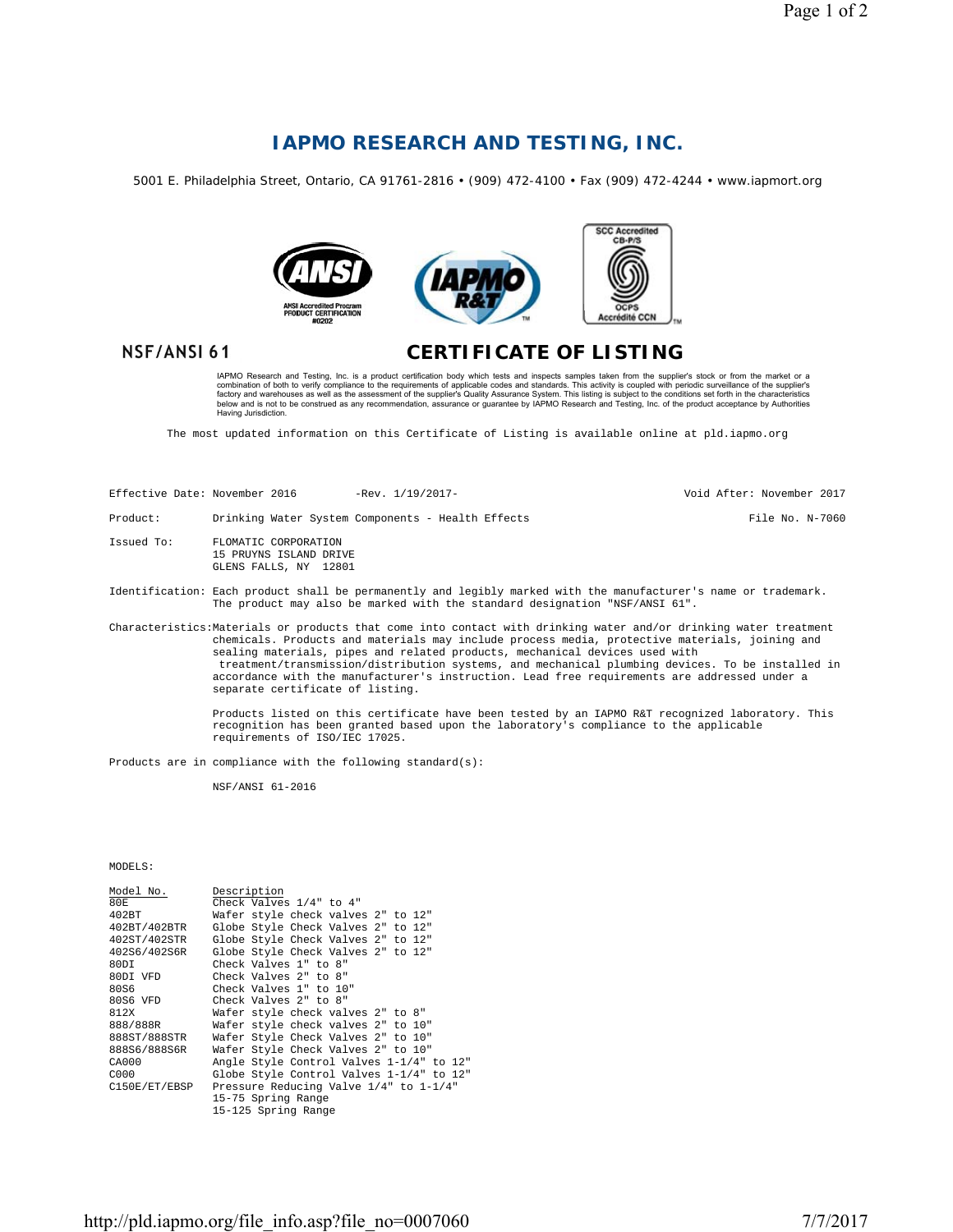# IAPMO RESEARCH AND TESTING, INC.

5001 E. Philadelphia Street, Ontario, CA 91761-2816 • (909) 472-4100 • Fax (909) 472-4244 • www.iapmort.org

ANSI Accredited Program PRODUCT CERTIFICATION #0202

SCC Accredited CB-P/S OCPS Accrédité CCN

**NSF/ANSI 61**

## CERTIFICATE OF LISTING

IAPMO Research and Testing, Inc. is a product certification body which tests and inspects samples taken from the supplier's stock or from the market or a combination of both to verify compliance to the requirements of applicable codes and standards. This activity is coupled with periodic surveillance of the supplier's factory and warehouses as well as the assessment of the supplier's Quality Assurance System. This listing is subject to the conditions set forth in the characteristics below and is not to be construed as any recommendation, assurance or guarantee by IAPMO Research and Testing, Inc. of the product acceptance by Authorities Having Jurisdiction.

The most updated information on this Certificate of Listing is available online at pld.iapmo.org

Effective Date: November 2016 -Rev. 1/19/2017- Void After: November 2017

Product: Drinking Water System Components - Health Effects File No. N-7060

Issued To: FLOMATIC CORPORATION
15 PRUYNS ISLAND DRIVE
GLENS FALLS, NY 12801

Identification: Each product shall be permanently and legibly marked with the manufacturer's name or trademark. The product may also be marked with the standard designation "NSF/ANSI 61".

Characteristics: Materials or products that come into contact with drinking water and/or drinking water treatment chemicals. Products and materials may include process media, protective materials, joining and sealing materials, pipes and related products, mechanical devices used with treatment/transmission/distribution systems, and mechanical plumbing devices. To be installed in accordance with the manufacturer's instruction. Lead free requirements are addressed under a separate certificate of listing.

Products listed on this certificate have been tested by an IAPMO R&T recognized laboratory. This recognition has been granted based upon the laboratory's compliance to the applicable requirements of ISO/IEC 17025.

Products are in compliance with the following standard(s):

NSF/ANSI 61-2016

MODELS:

| Model No. | Description |
|---|---|
| 80E | Check Valves 1/4" to 4" |
| 402BT | Wafer style check valves 2" to 12" |
| 402BT/402BTR | Globe Style Check Valves 2" to 12" |
| 402ST/402STR | Globe Style Check Valves 2" to 12" |
| 402S6/402S6R | Globe Style Check Valves 2" to 12" |
| 80DI | Check Valves 1" to 8" |
| 80DI VFD | Check Valves 2" to 8" |
| 80S6 | Check Valves 1" to 10" |
| 80S6 VFD | Check Valves 2" to 8" |
| 812X | Wafer style check valves 2" to 8" |
| 888/888R | Wafer style check valves 2" to 10" |
| 888ST/888STR | Wafer Style Check Valves 2" to 10" |
| 888S6/888S6R | Wafer Style Check Valves 2" to 10" |
| CA000 | Angle Style Control Valves 1-1/4" to 12" |
| C000 | Globe Style Control Valves 1-1/4" to 12" |
| C150E/ET/EBSP | Pressure Reducing Valve 1/4" to 1-1/4"<br>15-75 Spring Range<br>15-125 Spring Range |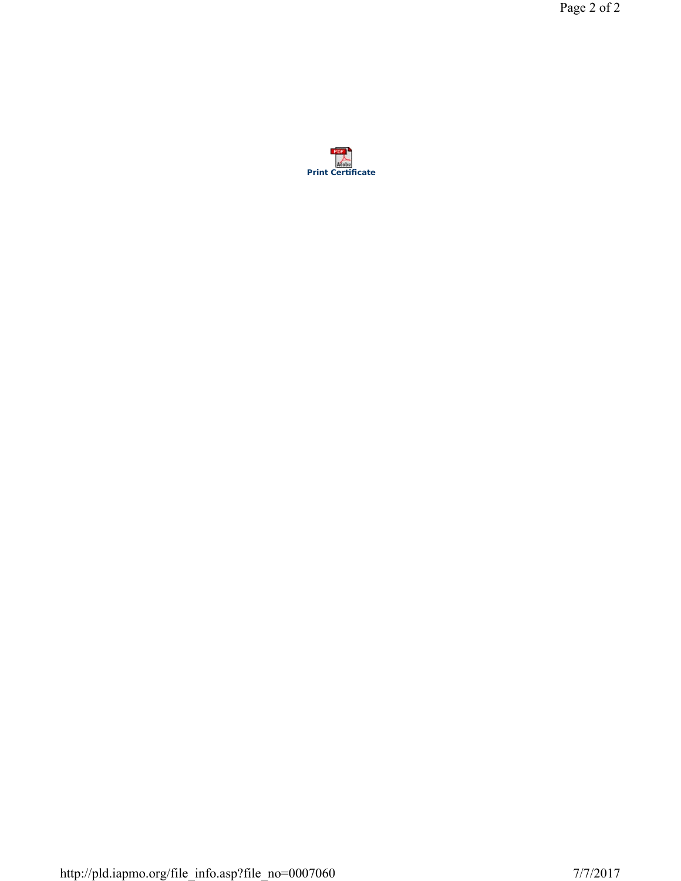Print Certificate